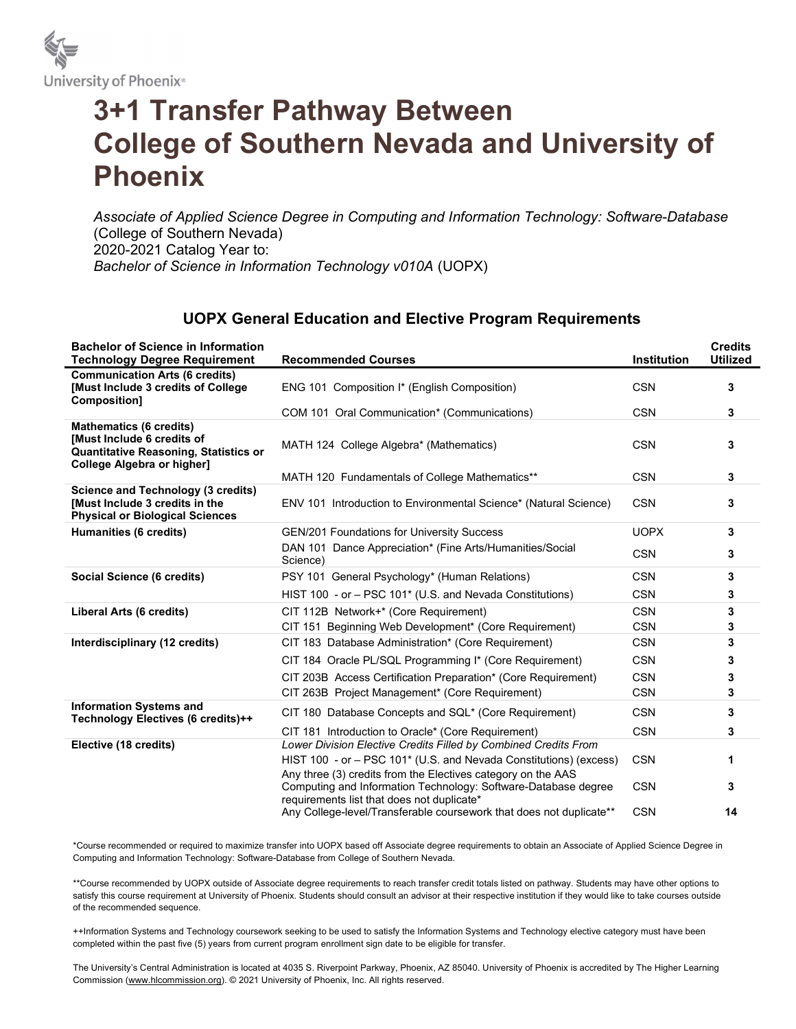University of Phoenix®

# 3+1 Transfer Pathway Between College of Southern Nevada and University of Phoenix

*Associate of Applied Science Degree in Computing and Information Technology: Software-Database* (College of Southern Nevada)
2020-2021 Catalog Year to:
*Bachelor of Science in Information Technology v010A* (UOPX)

## UOPX General Education and Elective Program Requirements

| Bachelor of Science in Information Technology Degree Requirement | Recommended Courses | Institution | Credits Utilized |
|---|---|---|---|
| **Communication Arts (6 credits) [Must Include 3 credits of College Composition]** | ENG 101 Composition I* (English Composition) | CSN | 3 |
| | COM 101 Oral Communication* (Communications) | CSN | 3 |
| **Mathematics (6 credits) [Must Include 6 credits of Quantitative Reasoning, Statistics or College Algebra or higher]** | MATH 124 College Algebra* (Mathematics) | CSN | 3 |
| | MATH 120 Fundamentals of College Mathematics** | CSN | 3 |
| **Science and Technology (3 credits) [Must Include 3 credits in the Physical or Biological Sciences** | ENV 101 Introduction to Environmental Science* (Natural Science) | CSN | 3 |
| **Humanities (6 credits)** | GEN/201 Foundations for University Success | UOPX | 3 |
| | DAN 101 Dance Appreciation* (Fine Arts/Humanities/Social Science) | CSN | 3 |
| **Social Science (6 credits)** | PSY 101 General Psychology* (Human Relations) | CSN | 3 |
| | HIST 100 - or – PSC 101* (U.S. and Nevada Constitutions) | CSN | 3 |
| **Liberal Arts (6 credits)** | CIT 112B Network+* (Core Requirement) | CSN | 3 |
| | CIT 151 Beginning Web Development* (Core Requirement) | CSN | 3 |
| **Interdisciplinary (12 credits)** | CIT 183 Database Administration* (Core Requirement) | CSN | 3 |
| | CIT 184 Oracle PL/SQL Programming I* (Core Requirement) | CSN | 3 |
| | CIT 203B Access Certification Preparation* (Core Requirement) | CSN | 3 |
| | CIT 263B Project Management* (Core Requirement) | CSN | 3 |
| **Information Systems and Technology Electives (6 credits)++** | CIT 180 Database Concepts and SQL* (Core Requirement) | CSN | 3 |
| | CIT 181 Introduction to Oracle* (Core Requirement) | CSN | 3 |
| **Elective (18 credits)** | *Lower Division Elective Credits Filled by Combined Credits From* | | |
| | HIST 100 - or – PSC 101* (U.S. and Nevada Constitutions) (excess) | CSN | 1 |
| | Any three (3) credits from the Electives category on the AAS Computing and Information Technology: Software-Database degree requirements list that does not duplicate* | CSN | 3 |
| | Any College-level/Transferable coursework that does not duplicate** | CSN | 14 |

*Course recommended or required to maximize transfer into UOPX based off Associate degree requirements to obtain an Associate of Applied Science Degree in Computing and Information Technology: Software-Database from College of Southern Nevada.

**Course recommended by UOPX outside of Associate degree requirements to reach transfer credit totals listed on pathway. Students may have other options to satisfy this course requirement at University of Phoenix. Students should consult an advisor at their respective institution if they would like to take courses outside of the recommended sequence.

++Information Systems and Technology coursework seeking to be used to satisfy the Information Systems and Technology elective category must have been completed within the past five (5) years from current program enrollment sign date to be eligible for transfer.

The University's Central Administration is located at 4035 S. Riverpoint Parkway, Phoenix, AZ 85040. University of Phoenix is accredited by The Higher Learning Commission (www.hlcommission.org). © 2021 University of Phoenix, Inc. All rights reserved.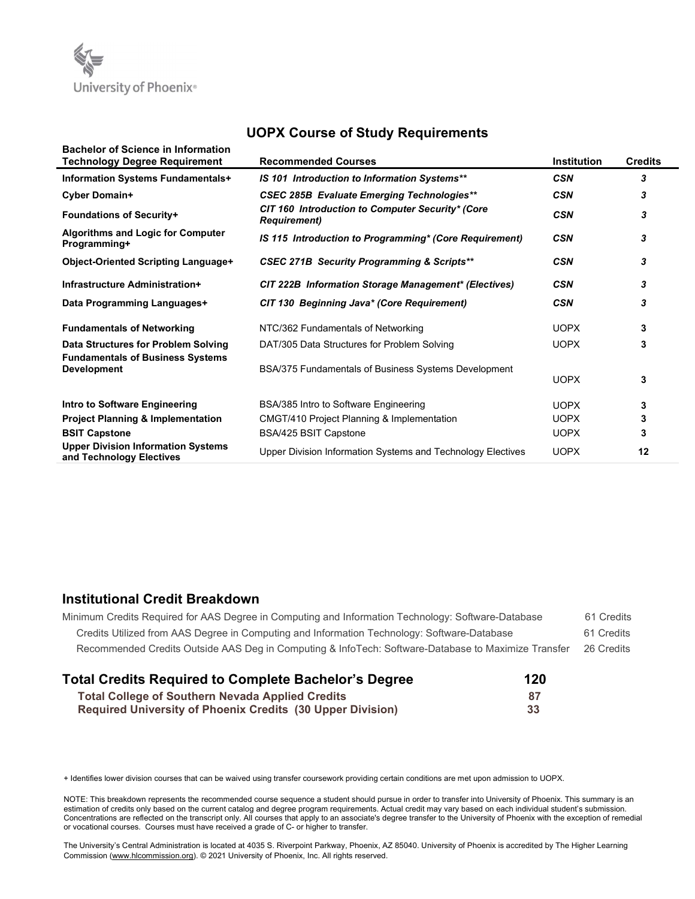University of Phoenix®

## UOPX Course of Study Requirements

| Bachelor of Science in Information Technology Degree Requirement | Recommended Courses | Institution | Credits |
|---|---|---|---|
| **Information Systems Fundamentals+** | ***IS 101 Introduction to Information Systems**** | ***CSN*** | ***3*** |
| **Cyber Domain+** | ***CSEC 285B Evaluate Emerging Technologies**** | ***CSN*** | ***3*** |
| **Foundations of Security+** | ***CIT 160 Introduction to Computer Security* (Core Requirement)*** | ***CSN*** | ***3*** |
| **Algorithms and Logic for Computer Programming+** | ***IS 115 Introduction to Programming* (Core Requirement)*** | ***CSN*** | ***3*** |
| **Object-Oriented Scripting Language+** | ***CSEC 271B Security Programming & Scripts**** | ***CSN*** | ***3*** |
| **Infrastructure Administration+** | ***CIT 222B Information Storage Management* (Electives)*** | ***CSN*** | ***3*** |
| **Data Programming Languages+** | ***CIT 130 Beginning Java* (Core Requirement)*** | ***CSN*** | ***3*** |
| **Fundamentals of Networking** | NTC/362 Fundamentals of Networking | UOPX | **3** |
| **Data Structures for Problem Solving** | DAT/305 Data Structures for Problem Solving | UOPX | **3** |
| **Fundamentals of Business Systems Development** | BSA/375 Fundamentals of Business Systems Development | UOPX | **3** |
| **Intro to Software Engineering** | BSA/385 Intro to Software Engineering | UOPX | **3** |
| **Project Planning & Implementation** | CMGT/410 Project Planning & Implementation | UOPX | **3** |
| **BSIT Capstone** | BSA/425 BSIT Capstone | UOPX | **3** |
| **Upper Division Information Systems and Technology Electives** | Upper Division Information Systems and Technology Electives | UOPX | **12** |

## Institutional Credit Breakdown

| | |
|---|---|
| Minimum Credits Required for AAS Degree in Computing and Information Technology: Software-Database | 61 Credits |
| Credits Utilized from AAS Degree in Computing and Information Technology: Software-Database | 61 Credits |
| Recommended Credits Outside AAS Deg in Computing & InfoTech: Software-Database to Maximize Transfer | 26 Credits |

| | |
|---|---|
| **Total Credits Required to Complete Bachelor's Degree** | **120** |
| **Total College of Southern Nevada Applied Credits** | **87** |
| **Required University of Phoenix Credits (30 Upper Division)** | **33** |

+ Identifies lower division courses that can be waived using transfer coursework providing certain conditions are met upon admission to UOPX.

NOTE: This breakdown represents the recommended course sequence a student should pursue in order to transfer into University of Phoenix. This summary is an estimation of credits only based on the current catalog and degree program requirements. Actual credit may vary based on each individual student's submission. Concentrations are reflected on the transcript only. All courses that apply to an associate's degree transfer to the University of Phoenix with the exception of remedial or vocational courses. Courses must have received a grade of C- or higher to transfer.

The University's Central Administration is located at 4035 S. Riverpoint Parkway, Phoenix, AZ 85040. University of Phoenix is accredited by The Higher Learning Commission (www.hlcommission.org). © 2021 University of Phoenix, Inc. All rights reserved.